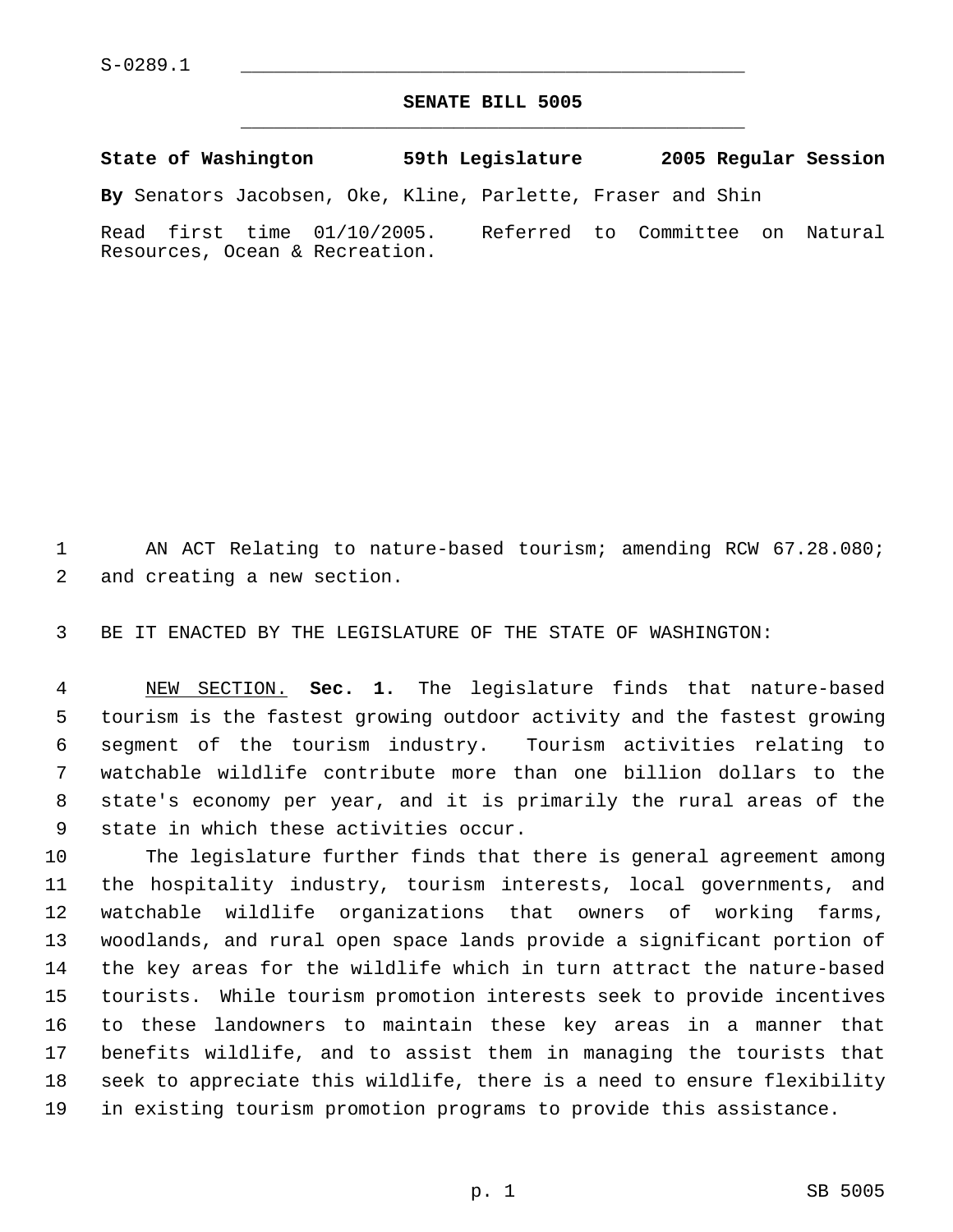S-0289.1

# SENATE BILL 5005

**State of Washington 59th Legislature 2005 Regular Session**

**By** Senators Jacobsen, Oke, Kline, Parlette, Fraser and Shin

Read first time 01/10/2005. Referred to Committee on Natural Resources, Ocean & Recreation.

AN ACT Relating to nature-based tourism; amending RCW 67.28.080; and creating a new section.

BE IT ENACTED BY THE LEGISLATURE OF THE STATE OF WASHINGTON:

NEW SECTION. **Sec. 1.** The legislature finds that nature-based tourism is the fastest growing outdoor activity and the fastest growing segment of the tourism industry. Tourism activities relating to watchable wildlife contribute more than one billion dollars to the state's economy per year, and it is primarily the rural areas of the state in which these activities occur.

The legislature further finds that there is general agreement among the hospitality industry, tourism interests, local governments, and watchable wildlife organizations that owners of working farms, woodlands, and rural open space lands provide a significant portion of the key areas for the wildlife which in turn attract the nature-based tourists. While tourism promotion interests seek to provide incentives to these landowners to maintain these key areas in a manner that benefits wildlife, and to assist them in managing the tourists that seek to appreciate this wildlife, there is a need to ensure flexibility in existing tourism promotion programs to provide this assistance.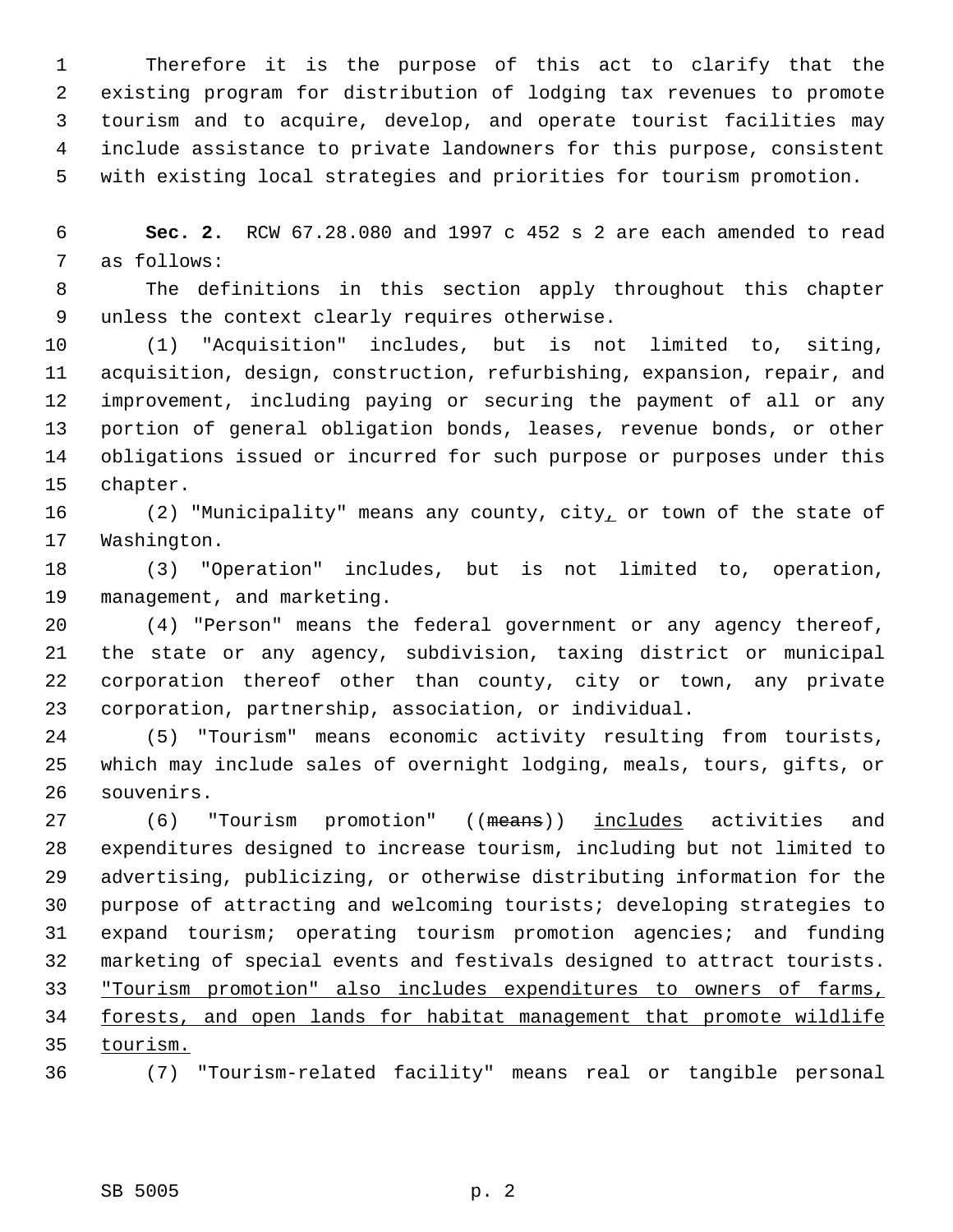Therefore it is the purpose of this act to clarify that the existing program for distribution of lodging tax revenues to promote tourism and to acquire, develop, and operate tourist facilities may include assistance to private landowners for this purpose, consistent with existing local strategies and priorities for tourism promotion.

**Sec. 2.** RCW 67.28.080 and 1997 c 452 s 2 are each amended to read as follows:

The definitions in this section apply throughout this chapter unless the context clearly requires otherwise.

(1) "Acquisition" includes, but is not limited to, siting, acquisition, design, construction, refurbishing, expansion, repair, and improvement, including paying or securing the payment of all or any portion of general obligation bonds, leases, revenue bonds, or other obligations issued or incurred for such purpose or purposes under this chapter.

(2) "Municipality" means any county, city, or town of the state of Washington.

(3) "Operation" includes, but is not limited to, operation, management, and marketing.

(4) "Person" means the federal government or any agency thereof, the state or any agency, subdivision, taxing district or municipal corporation thereof other than county, city or town, any private corporation, partnership, association, or individual.

(5) "Tourism" means economic activity resulting from tourists, which may include sales of overnight lodging, meals, tours, gifts, or souvenirs.

(6) "Tourism promotion" ((~~means~~)) <u>includes</u> activities and expenditures designed to increase tourism, including but not limited to advertising, publicizing, or otherwise distributing information for the purpose of attracting and welcoming tourists; developing strategies to expand tourism; operating tourism promotion agencies; and funding marketing of special events and festivals designed to attract tourists. <u>"Tourism promotion" also includes expenditures to owners of farms, forests, and open lands for habitat management that promote wildlife tourism.</u>

(7) "Tourism-related facility" means real or tangible personal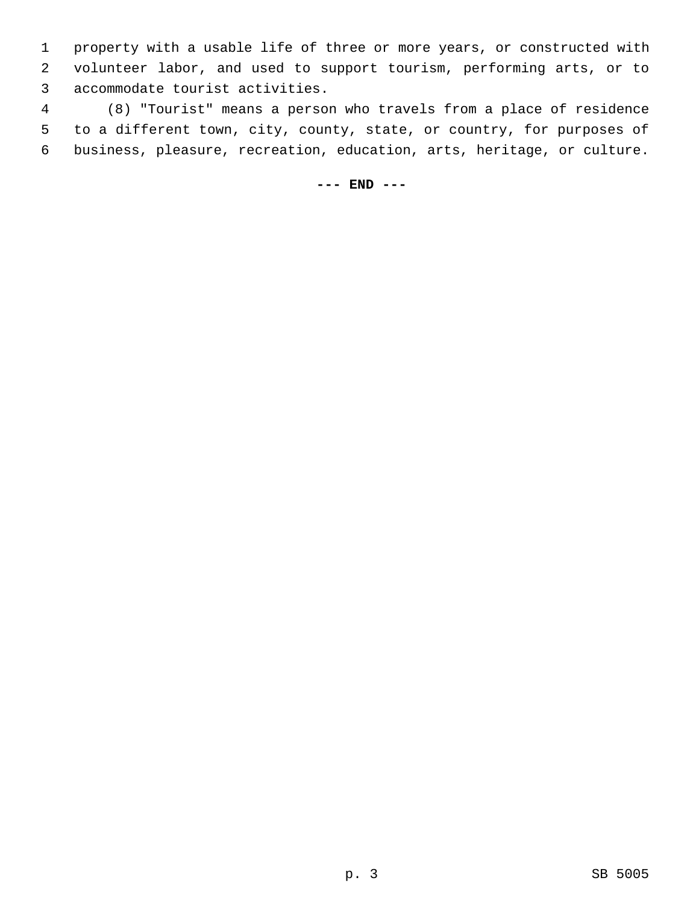property with a usable life of three or more years, or constructed with volunteer labor, and used to support tourism, performing arts, or to accommodate tourist activities.

(8) "Tourist" means a person who travels from a place of residence to a different town, city, county, state, or country, for purposes of business, pleasure, recreation, education, arts, heritage, or culture.

**--- END ---**